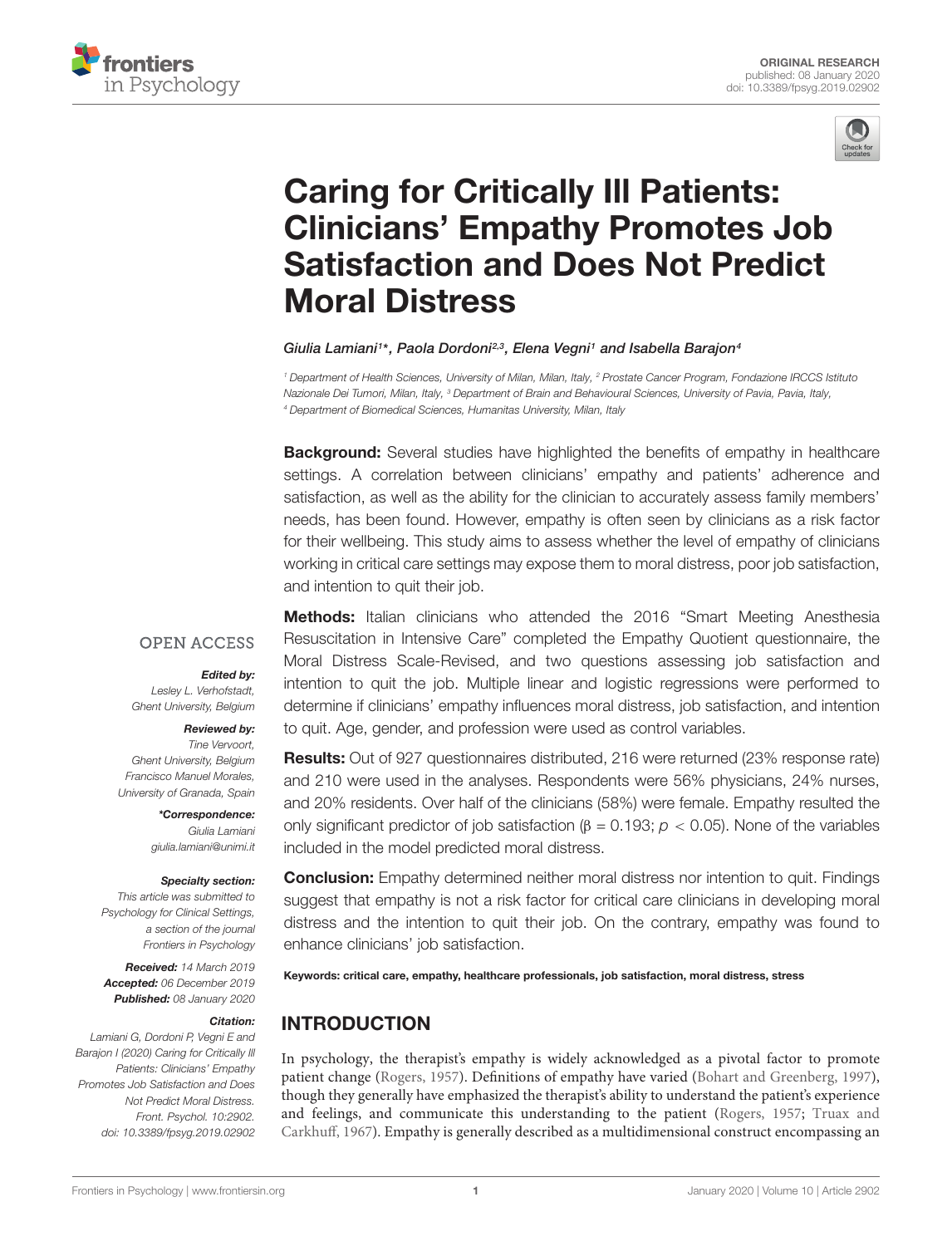ORIGINAL RESEARCH
published: 08 January 2020
doi: 10.3389/fpsyg.2019.02902

# Caring for Critically Ill Patients: Clinicians' Empathy Promotes Job Satisfaction and Does Not Predict Moral Distress

*Giulia Lamiani[1]\*, Paola Dordoni[2,3], Elena Vegni[1] and Isabella Barajon[4]*

[1] Department of Health Sciences, University of Milan, Milan, Italy, [2] Prostate Cancer Program, Fondazione IRCCS Istituto Nazionale Dei Tumori, Milan, Italy, [3] Department of Brain and Behavioural Sciences, University of Pavia, Pavia, Italy, [4] Department of Biomedical Sciences, Humanitas University, Milan, Italy

**Background:** Several studies have highlighted the benefits of empathy in healthcare settings. A correlation between clinicians' empathy and patients' adherence and satisfaction, as well as the ability for the clinician to accurately assess family members' needs, has been found. However, empathy is often seen by clinicians as a risk factor for their wellbeing. This study aims to assess whether the level of empathy of clinicians working in critical care settings may expose them to moral distress, poor job satisfaction, and intention to quit their job.

**Methods:** Italian clinicians who attended the 2016 "Smart Meeting Anesthesia Resuscitation in Intensive Care" completed the Empathy Quotient questionnaire, the Moral Distress Scale-Revised, and two questions assessing job satisfaction and intention to quit the job. Multiple linear and logistic regressions were performed to determine if clinicians' empathy influences moral distress, job satisfaction, and intention to quit. Age, gender, and profession were used as control variables.

**Results:** Out of 927 questionnaires distributed, 216 were returned (23% response rate) and 210 were used in the analyses. Respondents were 56% physicians, 24% nurses, and 20% residents. Over half of the clinicians (58%) were female. Empathy resulted the only significant predictor of job satisfaction ($\beta = 0.193$; $p < 0.05$). None of the variables included in the model predicted moral distress.

**Conclusion:** Empathy determined neither moral distress nor intention to quit. Findings suggest that empathy is not a risk factor for critical care clinicians in developing moral distress and the intention to quit their job. On the contrary, empathy was found to enhance clinicians' job satisfaction.

**Keywords: critical care, empathy, healthcare professionals, job satisfaction, moral distress, stress**

OPEN ACCESS

***Edited by:***
*Lesley L. Verhofstadt, Ghent University, Belgium*

***Reviewed by:***
*Tine Vervoort, Ghent University, Belgium*
*Francisco Manuel Morales, University of Granada, Spain*

***\*Correspondence:***
*Giulia Lamiani*
*giulia.lamiani@unimi.it*

***Specialty section:***
*This article was submitted to Psychology for Clinical Settings, a section of the journal Frontiers in Psychology*

***Received:*** *14 March 2019*
***Accepted:*** *06 December 2019*
***Published:*** *08 January 2020*

***Citation:***
*Lamiani G, Dordoni P, Vegni E and Barajon I (2020) Caring for Critically Ill Patients: Clinicians' Empathy Promotes Job Satisfaction and Does Not Predict Moral Distress. Front. Psychol. 10:2902. doi: 10.3389/fpsyg.2019.02902*

## INTRODUCTION

In psychology, the therapist's empathy is widely acknowledged as a pivotal factor to promote patient change (Rogers, 1957). Definitions of empathy have varied (Bohart and Greenberg, 1997), though they generally have emphasized the therapist's ability to understand the patient's experience and feelings, and communicate this understanding to the patient (Rogers, 1957; Truax and Carkhuff, 1967). Empathy is generally described as a multidimensional construct encompassing an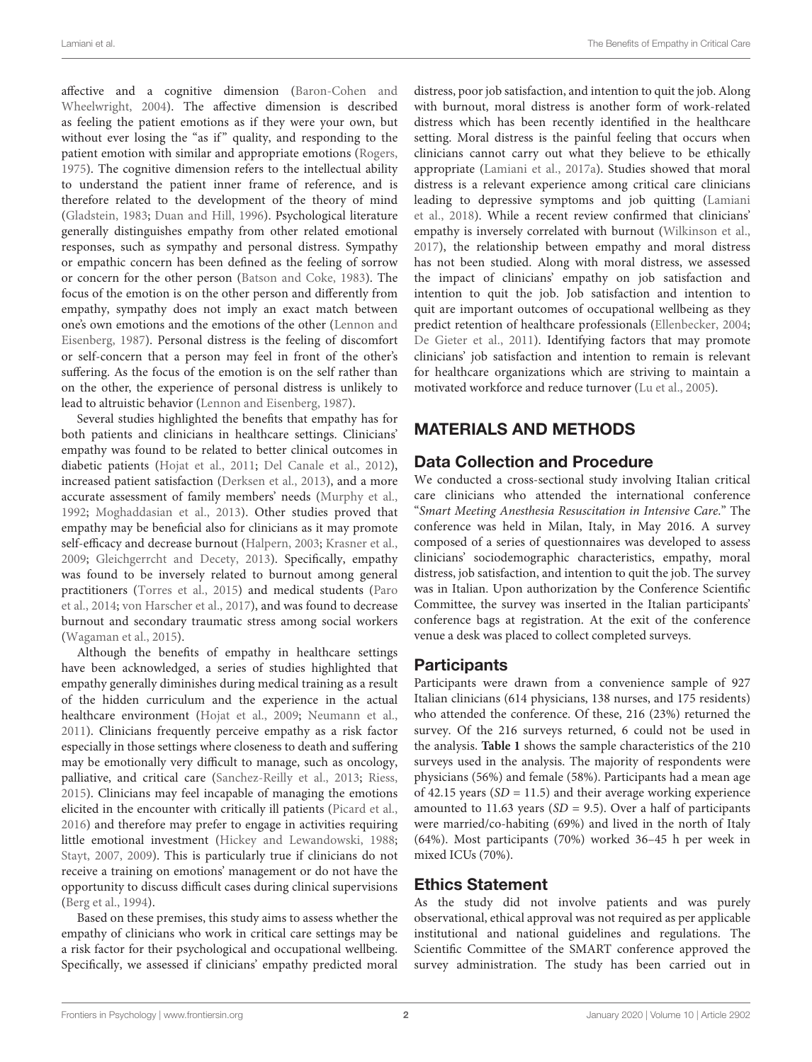affective and a cognitive dimension (Baron-Cohen and Wheelwright, 2004). The affective dimension is described as feeling the patient emotions as if they were your own, but without ever losing the "as if" quality, and responding to the patient emotion with similar and appropriate emotions (Rogers, 1975). The cognitive dimension refers to the intellectual ability to understand the patient inner frame of reference, and is therefore related to the development of the theory of mind (Gladstein, 1983; Duan and Hill, 1996). Psychological literature generally distinguishes empathy from other related emotional responses, such as sympathy and personal distress. Sympathy or empathic concern has been defined as the feeling of sorrow or concern for the other person (Batson and Coke, 1983). The focus of the emotion is on the other person and differently from empathy, sympathy does not imply an exact match between one's own emotions and the emotions of the other (Lennon and Eisenberg, 1987). Personal distress is the feeling of discomfort or self-concern that a person may feel in front of the other's suffering. As the focus of the emotion is on the self rather than on the other, the experience of personal distress is unlikely to lead to altruistic behavior (Lennon and Eisenberg, 1987).

Several studies highlighted the benefits that empathy has for both patients and clinicians in healthcare settings. Clinicians' empathy was found to be related to better clinical outcomes in diabetic patients (Hojat et al., 2011; Del Canale et al., 2012), increased patient satisfaction (Derksen et al., 2013), and a more accurate assessment of family members' needs (Murphy et al., 1992; Moghaddasian et al., 2013). Other studies proved that empathy may be beneficial also for clinicians as it may promote self-efficacy and decrease burnout (Halpern, 2003; Krasner et al., 2009; Gleichgerrcht and Decety, 2013). Specifically, empathy was found to be inversely related to burnout among general practitioners (Torres et al., 2015) and medical students (Paro et al., 2014; von Harscher et al., 2017), and was found to decrease burnout and secondary traumatic stress among social workers (Wagaman et al., 2015).

Although the benefits of empathy in healthcare settings have been acknowledged, a series of studies highlighted that empathy generally diminishes during medical training as a result of the hidden curriculum and the experience in the actual healthcare environment (Hojat et al., 2009; Neumann et al., 2011). Clinicians frequently perceive empathy as a risk factor especially in those settings where closeness to death and suffering may be emotionally very difficult to manage, such as oncology, palliative, and critical care (Sanchez-Reilly et al., 2013; Riess, 2015). Clinicians may feel incapable of managing the emotions elicited in the encounter with critically ill patients (Picard et al., 2016) and therefore may prefer to engage in activities requiring little emotional investment (Hickey and Lewandowski, 1988; Stayt, 2007, 2009). This is particularly true if clinicians do not receive a training on emotions' management or do not have the opportunity to discuss difficult cases during clinical supervisions (Berg et al., 1994).

Based on these premises, this study aims to assess whether the empathy of clinicians who work in critical care settings may be a risk factor for their psychological and occupational wellbeing. Specifically, we assessed if clinicians' empathy predicted moral distress, poor job satisfaction, and intention to quit the job. Along with burnout, moral distress is another form of work-related distress which has been recently identified in the healthcare setting. Moral distress is the painful feeling that occurs when clinicians cannot carry out what they believe to be ethically appropriate (Lamiani et al., 2017a). Studies showed that moral distress is a relevant experience among critical care clinicians leading to depressive symptoms and job quitting (Lamiani et al., 2018). While a recent review confirmed that clinicians' empathy is inversely correlated with burnout (Wilkinson et al., 2017), the relationship between empathy and moral distress has not been studied. Along with moral distress, we assessed the impact of clinicians' empathy on job satisfaction and intention to quit the job. Job satisfaction and intention to quit are important outcomes of occupational wellbeing as they predict retention of healthcare professionals (Ellenbecker, 2004; De Gieter et al., 2011). Identifying factors that may promote clinicians' job satisfaction and intention to remain is relevant for healthcare organizations which are striving to maintain a motivated workforce and reduce turnover (Lu et al., 2005).

## MATERIALS AND METHODS

### Data Collection and Procedure

We conducted a cross-sectional study involving Italian critical care clinicians who attended the international conference "*Smart Meeting Anesthesia Resuscitation in Intensive Care.*" The conference was held in Milan, Italy, in May 2016. A survey composed of a series of questionnaires was developed to assess clinicians' sociodemographic characteristics, empathy, moral distress, job satisfaction, and intention to quit the job. The survey was in Italian. Upon authorization by the Conference Scientific Committee, the survey was inserted in the Italian participants' conference bags at registration. At the exit of the conference venue a desk was placed to collect completed surveys.

### Participants

Participants were drawn from a convenience sample of 927 Italian clinicians (614 physicians, 138 nurses, and 175 residents) who attended the conference. Of these, 216 (23%) returned the survey. Of the 216 surveys returned, 6 could not be used in the analysis. **Table 1** shows the sample characteristics of the 210 surveys used in the analysis. The majority of respondents were physicians (56%) and female (58%). Participants had a mean age of 42.15 years (*SD* = 11.5) and their average working experience amounted to 11.63 years (*SD* = 9.5). Over a half of participants were married/co-habiting (69%) and lived in the north of Italy (64%). Most participants (70%) worked 36–45 h per week in mixed ICUs (70%).

### Ethics Statement

As the study did not involve patients and was purely observational, ethical approval was not required as per applicable institutional and national guidelines and regulations. The Scientific Committee of the SMART conference approved the survey administration. The study has been carried out in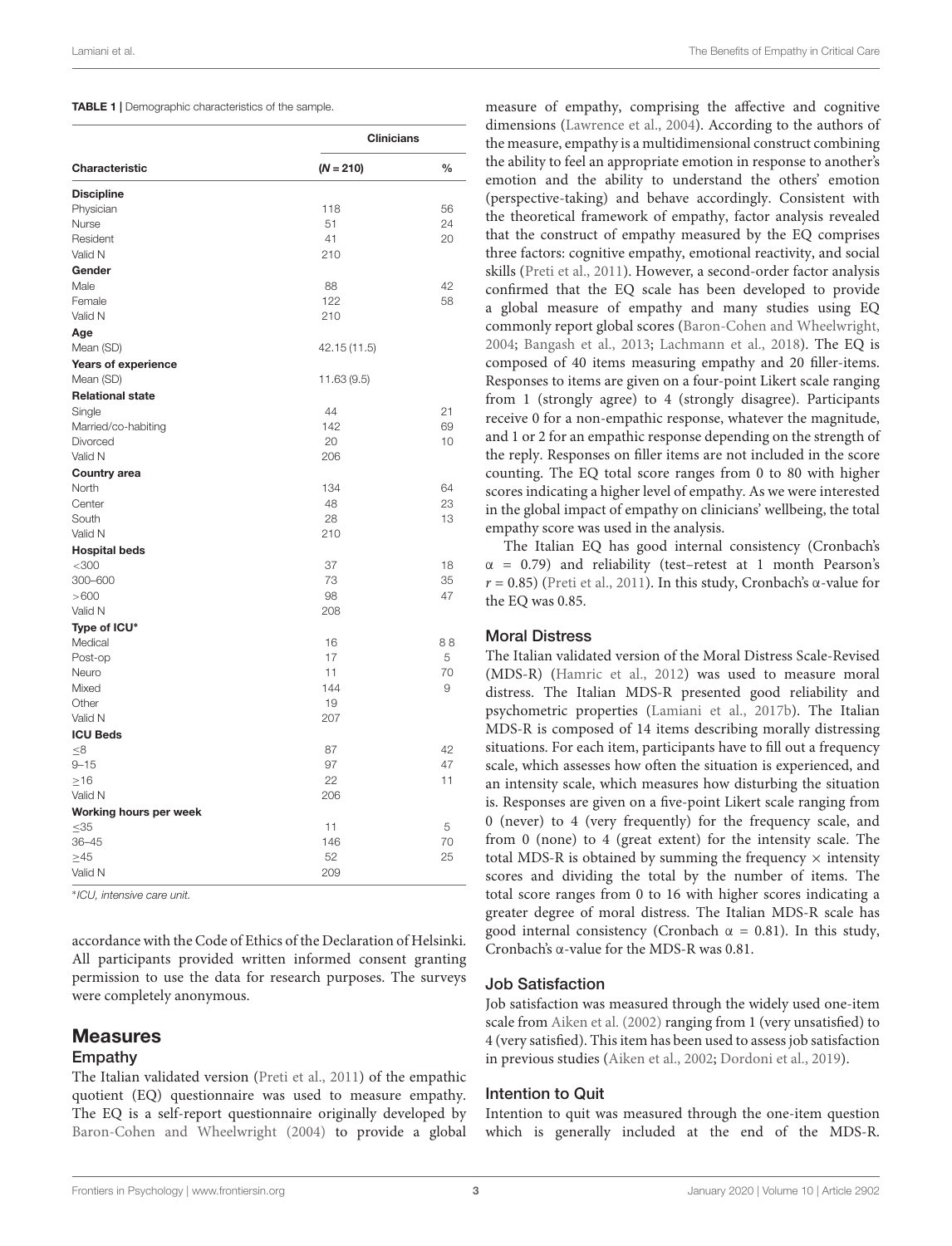**TABLE 1** | Demographic characteristics of the sample.

| Characteristic | Clinicians ($N$ = 210) | % |
|---|---|---|
| **Discipline** | | |
| Physician | 118 | 56 |
| Nurse | 51 | 24 |
| Resident | 41 | 20 |
| Valid N | 210 | |
| **Gender** | | |
| Male | 88 | 42 |
| Female | 122 | 58 |
| Valid N | 210 | |
| **Age** | | |
| Mean (SD) | 42.15 (11.5) | |
| **Years of experience** | | |
| Mean (SD) | 11.63 (9.5) | |
| **Relational state** | | |
| Single | 44 | 21 |
| Married/co-habiting | 142 | 69 |
| Divorced | 20 | 10 |
| Valid N | 206 | |
| **Country area** | | |
| North | 134 | 64 |
| Center | 48 | 23 |
| South | 28 | 13 |
| Valid N | 210 | |
| **Hospital beds** | | |
| <300 | 37 | 18 |
| 300–600 | 73 | 35 |
| >600 | 98 | 47 |
| Valid N | 208 | |
| **Type of ICU*** | | |
| Medical | 16 | 8 8 |
| Post-op | 17 | 5 |
| Neuro | 11 | 70 |
| Mixed | 144 | 9 |
| Other | 19 | |
| Valid N | 207 | |
| **ICU Beds** | | |
| ≤8 | 87 | 42 |
| 9–15 | 97 | 47 |
| ≥16 | 22 | 11 |
| Valid N | 206 | |
| **Working hours per week** | | |
| ≤35 | 11 | 5 |
| 36–45 | 146 | 70 |
| ≥45 | 52 | 25 |
| Valid N | 209 | |

*\*ICU, intensive care unit.*

accordance with the Code of Ethics of the Declaration of Helsinki. All participants provided written informed consent granting permission to use the data for research purposes. The surveys were completely anonymous.

## Measures

### Empathy

The Italian validated version (Preti et al., 2011) of the empathic quotient (EQ) questionnaire was used to measure empathy. The EQ is a self-report questionnaire originally developed by Baron-Cohen and Wheelwright (2004) to provide a global measure of empathy, comprising the affective and cognitive dimensions (Lawrence et al., 2004). According to the authors of the measure, empathy is a multidimensional construct combining the ability to feel an appropriate emotion in response to another's emotion and the ability to understand the others' emotion (perspective-taking) and behave accordingly. Consistent with the theoretical framework of empathy, factor analysis revealed that the construct of empathy measured by the EQ comprises three factors: cognitive empathy, emotional reactivity, and social skills (Preti et al., 2011). However, a second-order factor analysis confirmed that the EQ scale has been developed to provide a global measure of empathy and many studies using EQ commonly report global scores (Baron-Cohen and Wheelwright, 2004; Bangash et al., 2013; Lachmann et al., 2018). The EQ is composed of 40 items measuring empathy and 20 filler-items. Responses to items are given on a four-point Likert scale ranging from 1 (strongly agree) to 4 (strongly disagree). Participants receive 0 for a non-empathic response, whatever the magnitude, and 1 or 2 for an empathic response depending on the strength of the reply. Responses on filler items are not included in the score counting. The EQ total score ranges from 0 to 80 with higher scores indicating a higher level of empathy. As we were interested in the global impact of empathy on clinicians' wellbeing, the total empathy score was used in the analysis.

The Italian EQ has good internal consistency (Cronbach's $\alpha$ = 0.79) and reliability (test–retest at 1 month Pearson's $r$ = 0.85) (Preti et al., 2011). In this study, Cronbach's $\alpha$-value for the EQ was 0.85.

### Moral Distress

The Italian validated version of the Moral Distress Scale-Revised (MDS-R) (Hamric et al., 2012) was used to measure moral distress. The Italian MDS-R presented good reliability and psychometric properties (Lamiani et al., 2017b). The Italian MDS-R is composed of 14 items describing morally distressing situations. For each item, participants have to fill out a frequency scale, which assesses how often the situation is experienced, and an intensity scale, which measures how disturbing the situation is. Responses are given on a five-point Likert scale ranging from 0 (never) to 4 (very frequently) for the frequency scale, and from 0 (none) to 4 (great extent) for the intensity scale. The total MDS-R is obtained by summing the frequency × intensity scores and dividing the total by the number of items. The total score ranges from 0 to 16 with higher scores indicating a greater degree of moral distress. The Italian MDS-R scale has good internal consistency (Cronbach $\alpha$ = 0.81). In this study, Cronbach's $\alpha$-value for the MDS-R was 0.81.

### Job Satisfaction

Job satisfaction was measured through the widely used one-item scale from Aiken et al. (2002) ranging from 1 (very unsatisfied) to 4 (very satisfied). This item has been used to assess job satisfaction in previous studies (Aiken et al., 2002; Dordoni et al., 2019).

### Intention to Quit

Intention to quit was measured through the one-item question which is generally included at the end of the MDS-R.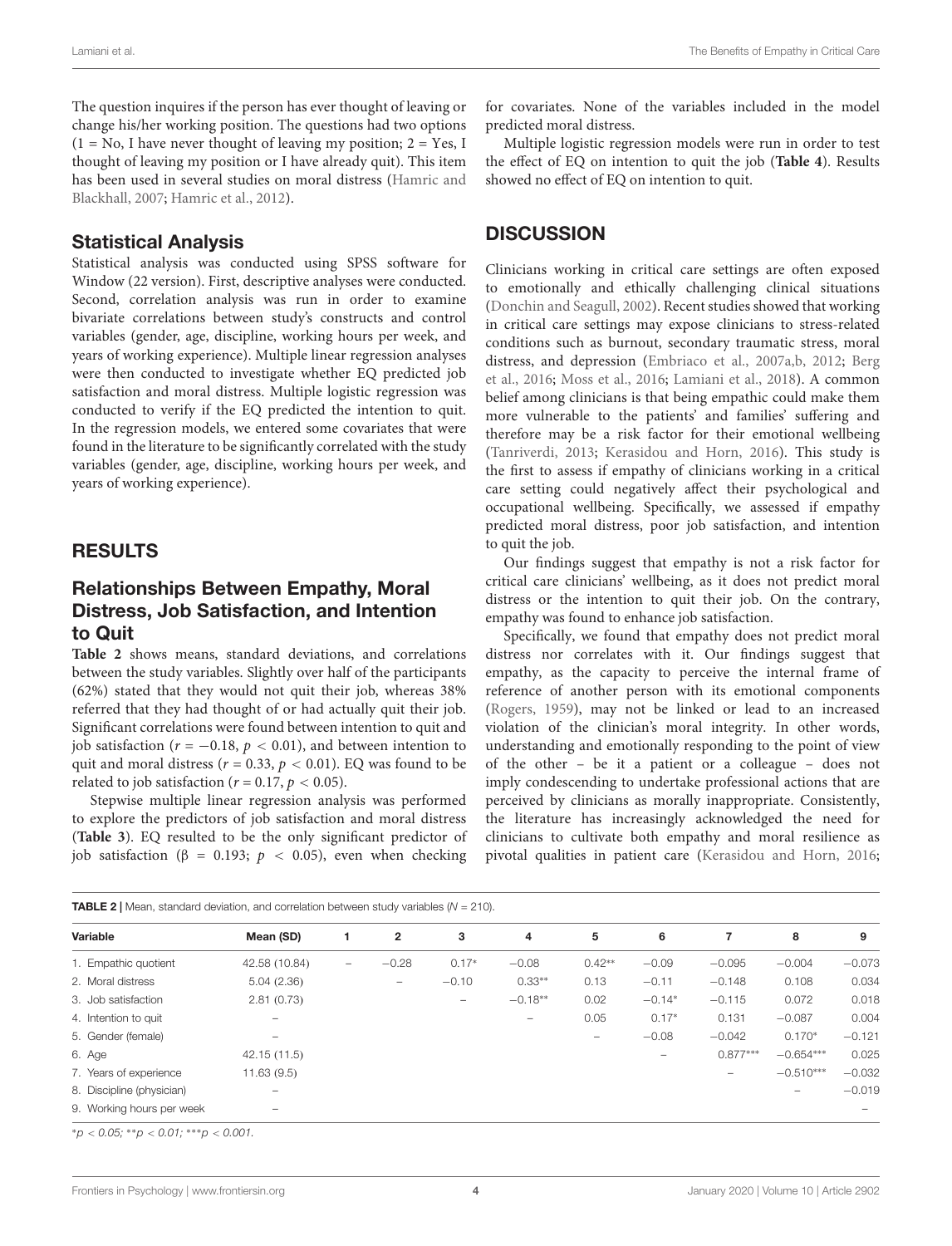The question inquires if the person has ever thought of leaving or change his/her working position. The questions had two options (1 = No, I have never thought of leaving my position; 2 = Yes, I thought of leaving my position or I have already quit). This item has been used in several studies on moral distress (Hamric and Blackhall, 2007; Hamric et al., 2012).

## Statistical Analysis

Statistical analysis was conducted using SPSS software for Window (22 version). First, descriptive analyses were conducted. Second, correlation analysis was run in order to examine bivariate correlations between study's constructs and control variables (gender, age, discipline, working hours per week, and years of working experience). Multiple linear regression analyses were then conducted to investigate whether EQ predicted job satisfaction and moral distress. Multiple logistic regression was conducted to verify if the EQ predicted the intention to quit. In the regression models, we entered some covariates that were found in the literature to be significantly correlated with the study variables (gender, age, discipline, working hours per week, and years of working experience).

# RESULTS

## Relationships Between Empathy, Moral Distress, Job Satisfaction, and Intention to Quit

**Table 2** shows means, standard deviations, and correlations between the study variables. Slightly over half of the participants (62%) stated that they would not quit their job, whereas 38% referred that they had thought of or had actually quit their job. Significant correlations were found between intention to quit and job satisfaction ($r = -0.18$, $p < 0.01$), and between intention to quit and moral distress ($r = 0.33$, $p < 0.01$). EQ was found to be related to job satisfaction ($r = 0.17$, $p < 0.05$).

Stepwise multiple linear regression analysis was performed to explore the predictors of job satisfaction and moral distress (**Table 3**). EQ resulted to be the only significant predictor of job satisfaction ($\beta = 0.193$; $p < 0.05$), even when checking for covariates. None of the variables included in the model predicted moral distress.

Multiple logistic regression models were run in order to test the effect of EQ on intention to quit the job (**Table 4**). Results showed no effect of EQ on intention to quit.

# DISCUSSION

Clinicians working in critical care settings are often exposed to emotionally and ethically challenging clinical situations (Donchin and Seagull, 2002). Recent studies showed that working in critical care settings may expose clinicians to stress-related conditions such as burnout, secondary traumatic stress, moral distress, and depression (Embriaco et al., 2007a,b, 2012; Berg et al., 2016; Moss et al., 2016; Lamiani et al., 2018). A common belief among clinicians is that being empathic could make them more vulnerable to the patients' and families' suffering and therefore may be a risk factor for their emotional wellbeing (Tanriverdi, 2013; Kerasidou and Horn, 2016). This study is the first to assess if empathy of clinicians working in a critical care setting could negatively affect their psychological and occupational wellbeing. Specifically, we assessed if empathy predicted moral distress, poor job satisfaction, and intention to quit the job.

Our findings suggest that empathy is not a risk factor for critical care clinicians' wellbeing, as it does not predict moral distress or the intention to quit their job. On the contrary, empathy was found to enhance job satisfaction.

Specifically, we found that empathy does not predict moral distress nor correlates with it. Our findings suggest that empathy, as the capacity to perceive the internal frame of reference of another person with its emotional components (Rogers, 1959), may not be linked or lead to an increased violation of the clinician's moral integrity. In other words, understanding and emotionally responding to the point of view of the other – be it a patient or a colleague – does not imply condescending to undertake professional actions that are perceived by clinicians as morally inappropriate. Consistently, the literature has increasingly acknowledged the need for clinicians to cultivate both empathy and moral resilience as pivotal qualities in patient care (Kerasidou and Horn, 2016;

**TABLE 2** | Mean, standard deviation, and correlation between study variables ($N = 210$).

| Variable | Mean (SD) | 1 | 2 | 3 | 4 | 5 | 6 | 7 | 8 | 9 |
|---|---|---|---|---|---|---|---|---|---|---|
| 1. Empathic quotient | 42.58 (10.84) | – | −0.28 | 0.17* | −0.08 | 0.42** | −0.09 | −0.095 | −0.004 | −0.073 |
| 2. Moral distress | 5.04 (2.36) | | – | −0.10 | 0.33** | 0.13 | −0.11 | −0.148 | 0.108 | 0.034 |
| 3. Job satisfaction | 2.81 (0.73) | | | – | −0.18** | 0.02 | −0.14* | −0.115 | 0.072 | 0.018 |
| 4. Intention to quit | – | | | | – | 0.05 | 0.17* | 0.131 | −0.087 | 0.004 |
| 5. Gender (female) | – | | | | | – | −0.08 | −0.042 | 0.170* | −0.121 |
| 6. Age | 42.15 (11.5) | | | | | | – | 0.877*** | −0.654*** | 0.025 |
| 7. Years of experience | 11.63 (9.5) | | | | | | | – | −0.510*** | −0.032 |
| 8. Discipline (physician) | – | | | | | | | | – | −0.019 |
| 9. Working hours per week | – | | | | | | | | | – |

*$p < 0.05$; **$p < 0.01$; ***$p < 0.001$.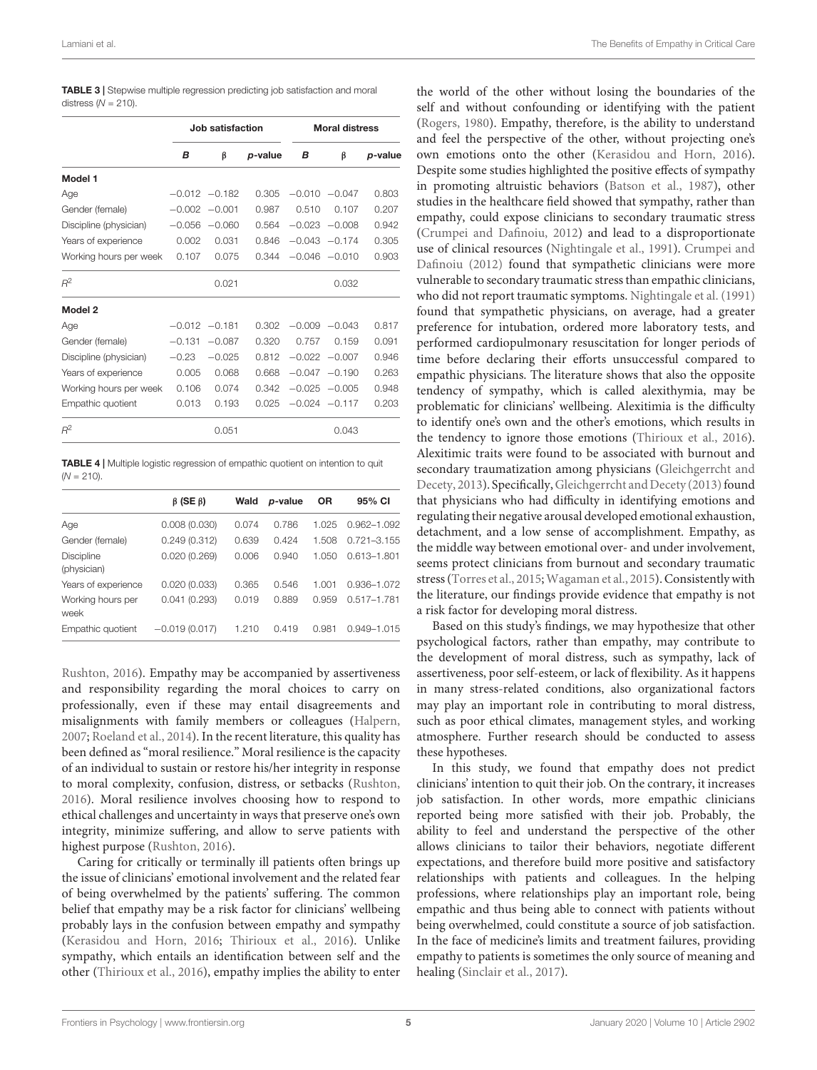**TABLE 3 |** Stepwise multiple regression predicting job satisfaction and moral distress ($N$ = 210).

| | Job satisfaction | | | Moral distress | | |
|---|---|---|---|---|---|---|
| | ***B*** | **β** | ***p*-value** | ***B*** | **β** | ***p*-value** |
| **Model 1** | | | | | | |
| Age | −0.012 | −0.182 | 0.305 | −0.010 | −0.047 | 0.803 |
| Gender (female) | −0.002 | −0.001 | 0.987 | 0.510 | 0.107 | 0.207 |
| Discipline (physician) | −0.056 | −0.060 | 0.564 | −0.023 | −0.008 | 0.942 |
| Years of experience | 0.002 | 0.031 | 0.846 | −0.043 | −0.174 | 0.305 |
| Working hours per week | 0.107 | 0.075 | 0.344 | −0.046 | −0.010 | 0.903 |
| $R^2$ | | 0.021 | | | 0.032 | |
| **Model 2** | | | | | | |
| Age | −0.012 | −0.181 | 0.302 | −0.009 | −0.043 | 0.817 |
| Gender (female) | −0.131 | −0.087 | 0.320 | 0.757 | 0.159 | 0.091 |
| Discipline (physician) | −0.23 | −0.025 | 0.812 | −0.022 | −0.007 | 0.946 |
| Years of experience | 0.005 | 0.068 | 0.668 | −0.047 | −0.190 | 0.263 |
| Working hours per week | 0.106 | 0.074 | 0.342 | −0.025 | −0.005 | 0.948 |
| Empathic quotient | 0.013 | 0.193 | 0.025 | −0.024 | −0.117 | 0.203 |
| $R^2$ | | 0.051 | | | 0.043 | |

**TABLE 4 |** Multiple logistic regression of empathic quotient on intention to quit ($N$ = 210).

| | β (SE β) | Wald | *p*-value | OR | 95% CI |
|---|---|---|---|---|---|
| Age | 0.008 (0.030) | 0.074 | 0.786 | 1.025 | 0.962–1.092 |
| Gender (female) | 0.249 (0.312) | 0.639 | 0.424 | 1.508 | 0.721–3.155 |
| Discipline (physician) | 0.020 (0.269) | 0.006 | 0.940 | 1.050 | 0.613–1.801 |
| Years of experience | 0.020 (0.033) | 0.365 | 0.546 | 1.001 | 0.936–1.072 |
| Working hours per week | 0.041 (0.293) | 0.019 | 0.889 | 0.959 | 0.517–1.781 |
| Empathic quotient | −0.019 (0.017) | 1.210 | 0.419 | 0.981 | 0.949–1.015 |

Rushton, 2016). Empathy may be accompanied by assertiveness and responsibility regarding the moral choices to carry on professionally, even if these may entail disagreements and misalignments with family members or colleagues (Halpern, 2007; Roeland et al., 2014). In the recent literature, this quality has been defined as "moral resilience." Moral resilience is the capacity of an individual to sustain or restore his/her integrity in response to moral complexity, confusion, distress, or setbacks (Rushton, 2016). Moral resilience involves choosing how to respond to ethical challenges and uncertainty in ways that preserve one's own integrity, minimize suffering, and allow to serve patients with highest purpose (Rushton, 2016).

Caring for critically or terminally ill patients often brings up the issue of clinicians' emotional involvement and the related fear of being overwhelmed by the patients' suffering. The common belief that empathy may be a risk factor for clinicians' wellbeing probably lays in the confusion between empathy and sympathy (Kerasidou and Horn, 2016; Thirioux et al., 2016). Unlike sympathy, which entails an identification between self and the other (Thirioux et al., 2016), empathy implies the ability to enter the world of the other without losing the boundaries of the self and without confounding or identifying with the patient (Rogers, 1980). Empathy, therefore, is the ability to understand and feel the perspective of the other, without projecting one's own emotions onto the other (Kerasidou and Horn, 2016). Despite some studies highlighted the positive effects of sympathy in promoting altruistic behaviors (Batson et al., 1987), other studies in the healthcare field showed that sympathy, rather than empathy, could expose clinicians to secondary traumatic stress (Crumpei and Dafinoiu, 2012) and lead to a disproportionate use of clinical resources (Nightingale et al., 1991). Crumpei and Dafinoiu (2012) found that sympathetic clinicians were more vulnerable to secondary traumatic stress than empathic clinicians, who did not report traumatic symptoms. Nightingale et al. (1991) found that sympathetic physicians, on average, had a greater preference for intubation, ordered more laboratory tests, and performed cardiopulmonary resuscitation for longer periods of time before declaring their efforts unsuccessful compared to empathic physicians. The literature shows that also the opposite tendency of sympathy, which is called alexithymia, may be problematic for clinicians' wellbeing. Alexitimia is the difficulty to identify one's own and the other's emotions, which results in the tendency to ignore those emotions (Thirioux et al., 2016). Alexitimic traits were found to be associated with burnout and secondary traumatization among physicians (Gleichgerrcht and Decety, 2013). Specifically, Gleichgerrcht and Decety (2013) found that physicians who had difficulty in identifying emotions and regulating their negative arousal developed emotional exhaustion, detachment, and a low sense of accomplishment. Empathy, as the middle way between emotional over- and under involvement, seems protect clinicians from burnout and secondary traumatic stress (Torres et al., 2015; Wagaman et al., 2015). Consistently with the literature, our findings provide evidence that empathy is not a risk factor for developing moral distress.

Based on this study's findings, we may hypothesize that other psychological factors, rather than empathy, may contribute to the development of moral distress, such as sympathy, lack of assertiveness, poor self-esteem, or lack of flexibility. As it happens in many stress-related conditions, also organizational factors may play an important role in contributing to moral distress, such as poor ethical climates, management styles, and working atmosphere. Further research should be conducted to assess these hypotheses.

In this study, we found that empathy does not predict clinicians' intention to quit their job. On the contrary, it increases job satisfaction. In other words, more empathic clinicians reported being more satisfied with their job. Probably, the ability to feel and understand the perspective of the other allows clinicians to tailor their behaviors, negotiate different expectations, and therefore build more positive and satisfactory relationships with patients and colleagues. In the helping professions, where relationships play an important role, being empathic and thus being able to connect with patients without being overwhelmed, could constitute a source of job satisfaction. In the face of medicine's limits and treatment failures, providing empathy to patients is sometimes the only source of meaning and healing (Sinclair et al., 2017).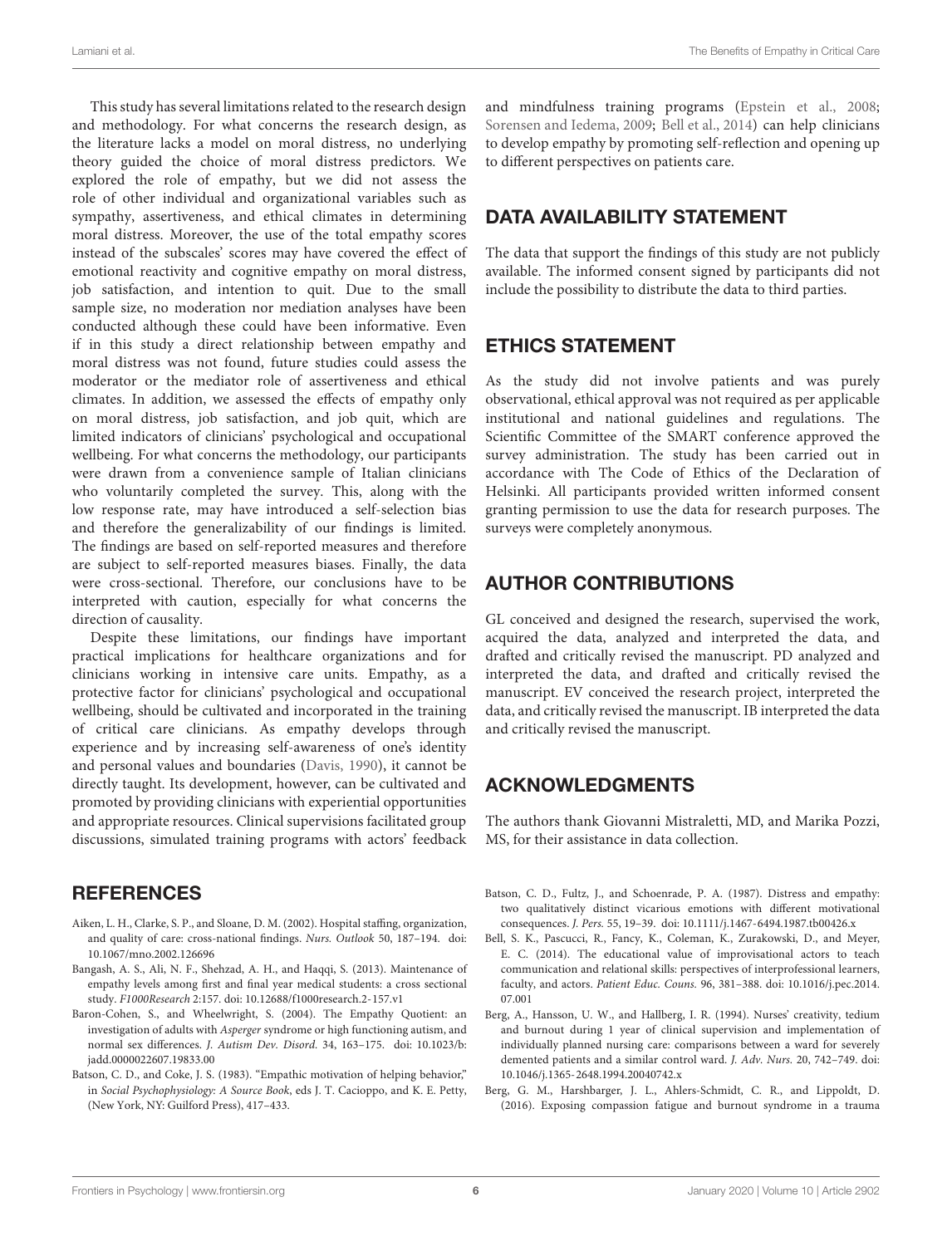This study has several limitations related to the research design and methodology. For what concerns the research design, as the literature lacks a model on moral distress, no underlying theory guided the choice of moral distress predictors. We explored the role of empathy, but we did not assess the role of other individual and organizational variables such as sympathy, assertiveness, and ethical climates in determining moral distress. Moreover, the use of the total empathy scores instead of the subscales' scores may have covered the effect of emotional reactivity and cognitive empathy on moral distress, job satisfaction, and intention to quit. Due to the small sample size, no moderation nor mediation analyses have been conducted although these could have been informative. Even if in this study a direct relationship between empathy and moral distress was not found, future studies could assess the moderator or the mediator role of assertiveness and ethical climates. In addition, we assessed the effects of empathy only on moral distress, job satisfaction, and job quit, which are limited indicators of clinicians' psychological and occupational wellbeing. For what concerns the methodology, our participants were drawn from a convenience sample of Italian clinicians who voluntarily completed the survey. This, along with the low response rate, may have introduced a self-selection bias and therefore the generalizability of our findings is limited. The findings are based on self-reported measures and therefore are subject to self-reported measures biases. Finally, the data were cross-sectional. Therefore, our conclusions have to be interpreted with caution, especially for what concerns the direction of causality.

Despite these limitations, our findings have important practical implications for healthcare organizations and for clinicians working in intensive care units. Empathy, as a protective factor for clinicians' psychological and occupational wellbeing, should be cultivated and incorporated in the training of critical care clinicians. As empathy develops through experience and by increasing self-awareness of one's identity and personal values and boundaries (Davis, 1990), it cannot be directly taught. Its development, however, can be cultivated and promoted by providing clinicians with experiential opportunities and appropriate resources. Clinical supervisions facilitated group discussions, simulated training programs with actors' feedback and mindfulness training programs (Epstein et al., 2008; Sorensen and Iedema, 2009; Bell et al., 2014) can help clinicians to develop empathy by promoting self-reflection and opening up to different perspectives on patients care.

## DATA AVAILABILITY STATEMENT

The data that support the findings of this study are not publicly available. The informed consent signed by participants did not include the possibility to distribute the data to third parties.

## ETHICS STATEMENT

As the study did not involve patients and was purely observational, ethical approval was not required as per applicable institutional and national guidelines and regulations. The Scientific Committee of the SMART conference approved the survey administration. The study has been carried out in accordance with The Code of Ethics of the Declaration of Helsinki. All participants provided written informed consent granting permission to use the data for research purposes. The surveys were completely anonymous.

## AUTHOR CONTRIBUTIONS

GL conceived and designed the research, supervised the work, acquired the data, analyzed and interpreted the data, and drafted and critically revised the manuscript. PD analyzed and interpreted the data, and drafted and critically revised the manuscript. EV conceived the research project, interpreted the data, and critically revised the manuscript. IB interpreted the data and critically revised the manuscript.

## ACKNOWLEDGMENTS

The authors thank Giovanni Mistraletti, MD, and Marika Pozzi, MS, for their assistance in data collection.

## REFERENCES

Aiken, L. H., Clarke, S. P., and Sloane, D. M. (2002). Hospital staffing, organization, and quality of care: cross-national findings. *Nurs. Outlook* 50, 187–194. doi: 10.1067/mno.2002.126696

Bangash, A. S., Ali, N. F., Shehzad, A. H., and Haqqi, S. (2013). Maintenance of empathy levels among first and final year medical students: a cross sectional study. *F1000Research* 2:157. doi: 10.12688/f1000research.2-157.v1

Baron-Cohen, S., and Wheelwright, S. (2004). The Empathy Quotient: an investigation of adults with *Asperger* syndrome or high functioning autism, and normal sex differences. *J. Autism Dev. Disord.* 34, 163–175. doi: 10.1023/b:jadd.0000022607.19833.00

Batson, C. D., and Coke, J. S. (1983). "Empathic motivation of helping behavior," in *Social Psychophysiology: A Source Book*, eds J. T. Cacioppo, and K. E. Petty, (New York, NY: Guilford Press), 417–433.

Batson, C. D., Fultz, J., and Schoenrade, P. A. (1987). Distress and empathy: two qualitatively distinct vicarious emotions with different motivational consequences. *J. Pers.* 55, 19–39. doi: 10.1111/j.1467-6494.1987.tb00426.x

Bell, S. K., Pascucci, R., Fancy, K., Coleman, K., Zurakowski, D., and Meyer, E. C. (2014). The educational value of improvisational actors to teach communication and relational skills: perspectives of interprofessional learners, faculty, and actors. *Patient Educ. Couns.* 96, 381–388. doi: 10.1016/j.pec.2014.07.001

Berg, A., Hansson, U. W., and Hallberg, I. R. (1994). Nurses' creativity, tedium and burnout during 1 year of clinical supervision and implementation of individually planned nursing care: comparisons between a ward for severely demented patients and a similar control ward. *J. Adv. Nurs.* 20, 742–749. doi: 10.1046/j.1365-2648.1994.20040742.x

Berg, G. M., Harshbarger, J. L., Ahlers-Schmidt, C. R., and Lippoldt, D. (2016). Exposing compassion fatigue and burnout syndrome in a trauma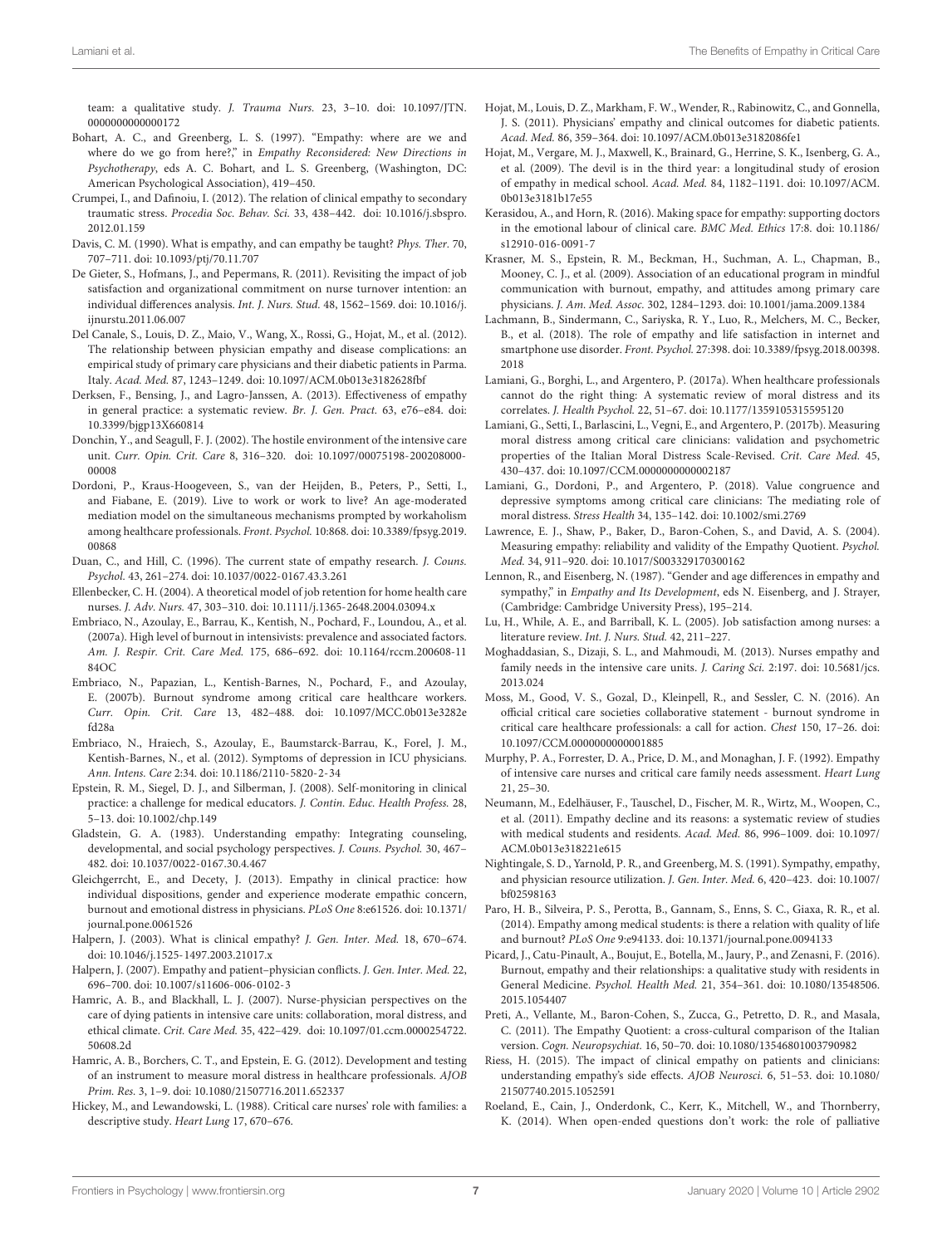team: a qualitative study. *J. Trauma Nurs.* 23, 3–10. doi: 10.1097/JTN.0000000000000172

Bohart, A. C., and Greenberg, L. S. (1997). "Empathy: where are we and where do we go from here?," in *Empathy Reconsidered: New Directions in Psychotherapy*, eds A. C. Bohart, and L. S. Greenberg, (Washington, DC: American Psychological Association), 419–450.

Crumpei, I., and Dafinoiu, I. (2012). The relation of clinical empathy to secondary traumatic stress. *Procedia Soc. Behav. Sci.* 33, 438–442. doi: 10.1016/j.sbspro.2012.01.159

Davis, C. M. (1990). What is empathy, and can empathy be taught? *Phys. Ther.* 70, 707–711. doi: 10.1093/ptj/70.11.707

De Gieter, S., Hofmans, J., and Pepermans, R. (2011). Revisiting the impact of job satisfaction and organizational commitment on nurse turnover intention: an individual differences analysis. *Int. J. Nurs. Stud.* 48, 1562–1569. doi: 10.1016/j.ijnurstu.2011.06.007

Del Canale, S., Louis, D. Z., Maio, V., Wang, X., Rossi, G., Hojat, M., et al. (2012). The relationship between physician empathy and disease complications: an empirical study of primary care physicians and their diabetic patients in Parma. Italy. *Acad. Med.* 87, 1243–1249. doi: 10.1097/ACM.0b013e3182628fbf

Derksen, F., Bensing, J., and Lagro-Janssen, A. (2013). Effectiveness of empathy in general practice: a systematic review. *Br. J. Gen. Pract.* 63, e76–e84. doi: 10.3399/bjgp13X660814

Donchin, Y., and Seagull, F. J. (2002). The hostile environment of the intensive care unit. *Curr. Opin. Crit. Care* 8, 316–320. doi: 10.1097/00075198-200208000-00008

Dordoni, P., Kraus-Hoogeveen, S., van der Heijden, B., Peters, P., Setti, I., and Fiabane, E. (2019). Live to work or work to live? An age-moderated mediation model on the simultaneous mechanisms prompted by workaholism among healthcare professionals. *Front. Psychol.* 10:868. doi: 10.3389/fpsyg.2019.00868

Duan, C., and Hill, C. (1996). The current state of empathy research. *J. Couns. Psychol.* 43, 261–274. doi: 10.1037/0022-0167.43.3.261

Ellenbecker, C. H. (2004). A theoretical model of job retention for home health care nurses. *J. Adv. Nurs.* 47, 303–310. doi: 10.1111/j.1365-2648.2004.03094.x

Embriaco, N., Azoulay, E., Barrau, K., Kentish, N., Pochard, F., Loundou, A., et al. (2007a). High level of burnout in intensivists: prevalence and associated factors. *Am. J. Respir. Crit. Care Med.* 175, 686–692. doi: 10.1164/rccm.200608-1184OC

Embriaco, N., Papazian, L., Kentish-Barnes, N., Pochard, F., and Azoulay, E. (2007b). Burnout syndrome among critical care healthcare workers. *Curr. Opin. Crit. Care* 13, 482–488. doi: 10.1097/MCC.0b013e3282efd28a

Embriaco, N., Hraiech, S., Azoulay, E., Baumstarck-Barrau, K., Forel, J. M., Kentish-Barnes, N., et al. (2012). Symptoms of depression in ICU physicians. *Ann. Intens. Care* 2:34. doi: 10.1186/2110-5820-2-34

Epstein, R. M., Siegel, D. J., and Silberman, J. (2008). Self-monitoring in clinical practice: a challenge for medical educators. *J. Contin. Educ. Health Profess.* 28, 5–13. doi: 10.1002/chp.149

Gladstein, G. A. (1983). Understanding empathy: Integrating counseling, developmental, and social psychology perspectives. *J. Couns. Psychol.* 30, 467–482. doi: 10.1037/0022-0167.30.4.467

Gleichgerrcht, E., and Decety, J. (2013). Empathy in clinical practice: how individual dispositions, gender and experience moderate empathic concern, burnout and emotional distress in physicians. *PLoS One* 8:e61526. doi: 10.1371/journal.pone.0061526

Halpern, J. (2003). What is clinical empathy? *J. Gen. Inter. Med.* 18, 670–674. doi: 10.1046/j.1525-1497.2003.21017.x

Halpern, J. (2007). Empathy and patient–physician conflicts. *J. Gen. Inter. Med.* 22, 696–700. doi: 10.1007/s11606-006-0102-3

Hamric, A. B., and Blackhall, L. J. (2007). Nurse-physician perspectives on the care of dying patients in intensive care units: collaboration, moral distress, and ethical climate. *Crit. Care Med.* 35, 422–429. doi: 10.1097/01.ccm.0000254722.50608.2d

Hamric, A. B., Borchers, C. T., and Epstein, E. G. (2012). Development and testing of an instrument to measure moral distress in healthcare professionals. *AJOB Prim. Res.* 3, 1–9. doi: 10.1080/21507716.2011.652337

Hickey, M., and Lewandowski, L. (1988). Critical care nurses' role with families: a descriptive study. *Heart Lung* 17, 670–676.

Hojat, M., Louis, D. Z., Markham, F. W., Wender, R., Rabinowitz, C., and Gonnella, J. S. (2011). Physicians' empathy and clinical outcomes for diabetic patients. *Acad. Med.* 86, 359–364. doi: 10.1097/ACM.0b013e3182086fe1

Hojat, M., Vergare, M. J., Maxwell, K., Brainard, G., Herrine, S. K., Isenberg, G. A., et al. (2009). The devil is in the third year: a longitudinal study of erosion of empathy in medical school. *Acad. Med.* 84, 1182–1191. doi: 10.1097/ACM.0b013e3181b17e55

Kerasidou, A., and Horn, R. (2016). Making space for empathy: supporting doctors in the emotional labour of clinical care. *BMC Med. Ethics* 17:8. doi: 10.1186/s12910-016-0091-7

Krasner, M. S., Epstein, R. M., Beckman, H., Suchman, A. L., Chapman, B., Mooney, C. J., et al. (2009). Association of an educational program in mindful communication with burnout, empathy, and attitudes among primary care physicians. *J. Am. Med. Assoc.* 302, 1284–1293. doi: 10.1001/jama.2009.1384

Lachmann, B., Sindermann, C., Sariyska, R. Y., Luo, R., Melchers, M. C., Becker, B., et al. (2018). The role of empathy and life satisfaction in internet and smartphone use disorder. *Front. Psychol.* 27:398. doi: 10.3389/fpsyg.2018.00398.2018

Lamiani, G., Borghi, L., and Argentero, P. (2017a). When healthcare professionals cannot do the right thing: A systematic review of moral distress and its correlates. *J. Health Psychol.* 22, 51–67. doi: 10.1177/1359105315595120

Lamiani, G., Setti, I., Barlascini, L., Vegni, E., and Argentero, P. (2017b). Measuring moral distress among critical care clinicians: validation and psychometric properties of the Italian Moral Distress Scale-Revised. *Crit. Care Med.* 45, 430–437. doi: 10.1097/CCM.0000000000002187

Lamiani, G., Dordoni, P., and Argentero, P. (2018). Value congruence and depressive symptoms among critical care clinicians: The mediating role of moral distress. *Stress Health* 34, 135–142. doi: 10.1002/smi.2769

Lawrence, E. J., Shaw, P., Baker, D., Baron-Cohen, S., and David, A. S. (2004). Measuring empathy: reliability and validity of the Empathy Quotient. *Psychol. Med.* 34, 911–920. doi: 10.1017/S0033291703001 62

Lennon, R., and Eisenberg, N. (1987). "Gender and age differences in empathy and sympathy," in *Empathy and Its Development*, eds N. Eisenberg, and J. Strayer, (Cambridge: Cambridge University Press), 195–214.

Lu, H., While, A. E., and Barriball, K. L. (2005). Job satisfaction among nurses: a literature review. *Int. J. Nurs. Stud.* 42, 211–227.

Moghaddasian, S., Dizaji, S. L., and Mahmoudi, M. (2013). Nurses empathy and family needs in the intensive care units. *J. Caring Sci.* 2:197. doi: 10.5681/jcs.2013.024

Moss, M., Good, V. S., Gozal, D., Kleinpell, R., and Sessler, C. N. (2016). An official critical care societies collaborative statement - burnout syndrome in critical care healthcare professionals: a call for action. *Chest* 150, 17–26. doi: 10.1097/CCM.0000000000001885

Murphy, P. A., Forrester, D. A., Price, D. M., and Monaghan, J. F. (1992). Empathy of intensive care nurses and critical care family needs assessment. *Heart Lung* 21, 25–30.

Neumann, M., Edelhäuser, F., Tauschel, D., Fischer, M. R., Wirtz, M., Woopen, C., et al. (2011). Empathy decline and its reasons: a systematic review of studies with medical students and residents. *Acad. Med.* 86, 996–1009. doi: 10.1097/ACM.0b013e318221e615

Nightingale, S. D., Yarnold, P. R., and Greenberg, M. S. (1991). Sympathy, empathy, and physician resource utilization. *J. Gen. Inter. Med.* 6, 420–423. doi: 10.1007/bf02598163

Paro, H. B., Silveira, P. S., Perotta, B., Gannam, S., Enns, S. C., Giaxa, R. R., et al. (2014). Empathy among medical students: is there a relation with quality of life and burnout? *PLoS One* 9:e94133. doi: 10.1371/journal.pone.0094133

Picard, J., Catu-Pinault, A., Boujut, E., Botella, M., Jaury, P., and Zenasni, F. (2016). Burnout, empathy and their relationships: a qualitative study with residents in General Medicine. *Psychol. Health Med.* 21, 354–361. doi: 10.1080/13548506.2015.1054407

Preti, A., Vellante, M., Baron-Cohen, S., Zucca, G., Petretto, D. R., and Masala, C. (2011). The Empathy Quotient: a cross-cultural comparison of the Italian version. *Cogn. Neuropsychiat.* 16, 50–70. doi: 10.1080/13546801003790982

Riess, H. (2015). The impact of clinical empathy on patients and clinicians: understanding empathy's side effects. *AJOB Neurosci.* 6, 51–53. doi: 10.1080/21507740.2015.1052591

Roeland, E., Cain, J., Onderdonk, C., Kerr, K., Mitchell, W., and Thornberry, K. (2014). When open-ended questions don't work: the role of palliative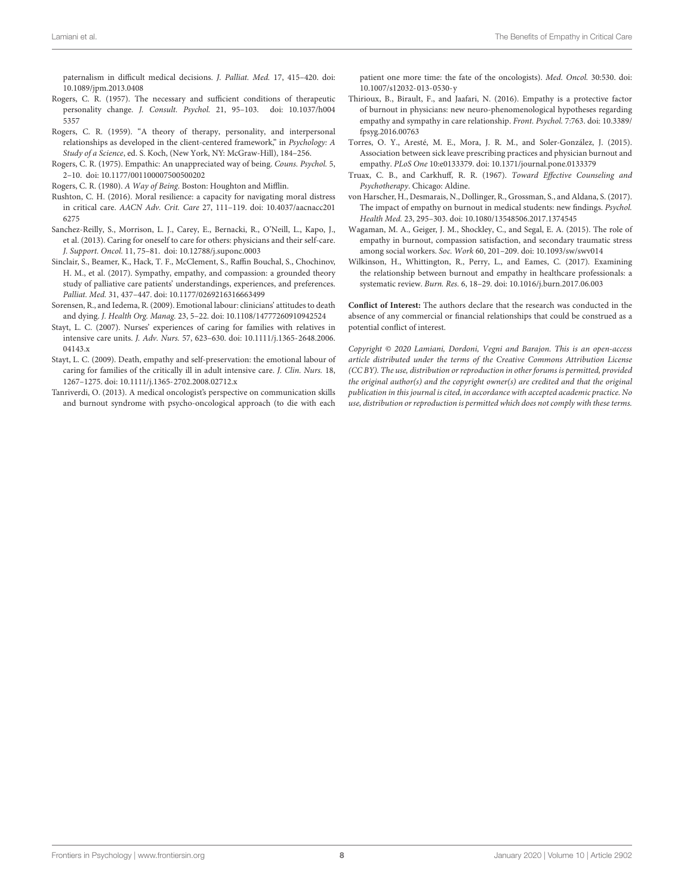paternalism in difficult medical decisions. *J. Palliat. Med.* 17, 415–420. doi: 10.1089/jpm.2013.0408

Rogers, C. R. (1957). The necessary and sufficient conditions of therapeutic personality change. *J. Consult. Psychol.* 21, 95–103. doi: 10.1037/h0045357

Rogers, C. R. (1959). "A theory of therapy, personality, and interpersonal relationships as developed in the client-centered framework," in *Psychology: A Study of a Science*, ed. S. Koch, (New York, NY: McGraw-Hill), 184–256.

Rogers, C. R. (1975). Empathic: An unappreciated way of being. *Couns. Psychol.* 5, 2–10. doi: 10.1177/001100007500500202

Rogers, C. R. (1980). *A Way of Being*. Boston: Houghton and Mifflin.

Rushton, C. H. (2016). Moral resilience: a capacity for navigating moral distress in critical care. *AACN Adv. Crit. Care* 27, 111–119. doi: 10.4037/aacnacc2016275

Sanchez-Reilly, S., Morrison, L. J., Carey, E., Bernacki, R., O'Neill, L., Kapo, J., et al. (2013). Caring for oneself to care for others: physicians and their self-care. *J. Support. Oncol.* 11, 75–81. doi: 10.12788/j.suponc.0003

Sinclair, S., Beamer, K., Hack, T. F., McClement, S., Raffin Bouchal, S., Chochinov, H. M., et al. (2017). Sympathy, empathy, and compassion: a grounded theory study of palliative care patients' understandings, experiences, and preferences. *Palliat. Med.* 31, 437–447. doi: 10.1177/0269216316663499

Sorensen, R., and Iedema, R. (2009). Emotional labour: clinicians' attitudes to death and dying. *J. Health Org. Manag.* 23, 5–22. doi: 10.1108/14777260910942524

Stayt, L. C. (2007). Nurses' experiences of caring for families with relatives in intensive care units. *J. Adv. Nurs.* 57, 623–630. doi: 10.1111/j.1365-2648.2006.04143.x

Stayt, L. C. (2009). Death, empathy and self-preservation: the emotional labour of caring for families of the critically ill in adult intensive care. *J. Clin. Nurs.* 18, 1267–1275. doi: 10.1111/j.1365-2702.2008.02712.x

Tanriverdi, O. (2013). A medical oncologist's perspective on communication skills and burnout syndrome with psycho-oncological approach (to die with each patient one more time: the fate of the oncologists). *Med. Oncol.* 30:530. doi: 10.1007/s12032-013-0530-y

Thirioux, B., Birault, F., and Jaafari, N. (2016). Empathy is a protective factor of burnout in physicians: new neuro-phenomenological hypotheses regarding empathy and sympathy in care relationship. *Front. Psychol.* 7:763. doi: 10.3389/fpsyg.2016.00763

Torres, O. Y., Aresté, M. E., Mora, J. R. M., and Soler-González, J. (2015). Association between sick leave prescribing practices and physician burnout and empathy. *PLoS One* 10:e0133379. doi: 10.1371/journal.pone.0133379

Truax, C. B., and Carkhuff, R. R. (1967). *Toward Effective Counseling and Psychotherapy*. Chicago: Aldine.

von Harscher, H., Desmarais, N., Dollinger, R., Grossman, S., and Aldana, S. (2017). The impact of empathy on burnout in medical students: new findings. *Psychol. Health Med.* 23, 295–303. doi: 10.1080/13548506.2017.1374545

Wagaman, M. A., Geiger, J. M., Shockley, C., and Segal, E. A. (2015). The role of empathy in burnout, compassion satisfaction, and secondary traumatic stress among social workers. *Soc. Work* 60, 201–209. doi: 10.1093/sw/swv014

Wilkinson, H., Whittington, R., Perry, L., and Eames, C. (2017). Examining the relationship between burnout and empathy in healthcare professionals: a systematic review. *Burn. Res.* 6, 18–29. doi: 10.1016/j.burn.2017.06.003

**Conflict of Interest:** The authors declare that the research was conducted in the absence of any commercial or financial relationships that could be construed as a potential conflict of interest.

*Copyright © 2020 Lamiani, Dordoni, Vegni and Barajon. This is an open-access article distributed under the terms of the Creative Commons Attribution License (CC BY). The use, distribution or reproduction in other forums is permitted, provided the original author(s) and the copyright owner(s) are credited and that the original publication in this journal is cited, in accordance with accepted academic practice. No use, distribution or reproduction is permitted which does not comply with these terms.*